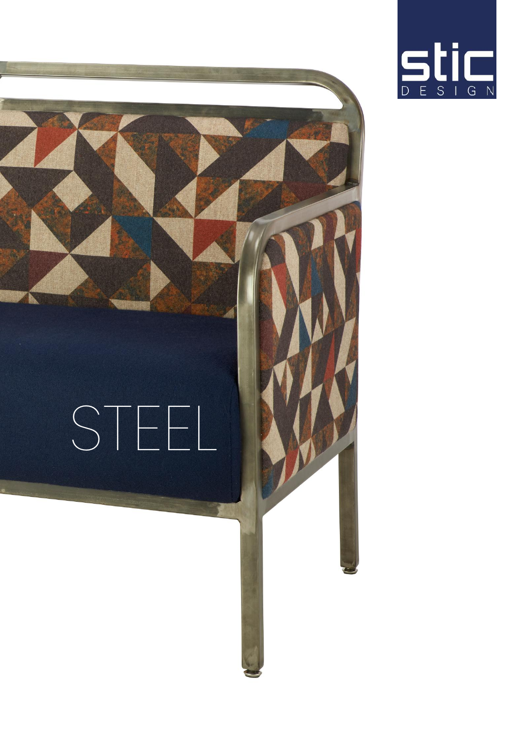stic
DESIGN

# STEEL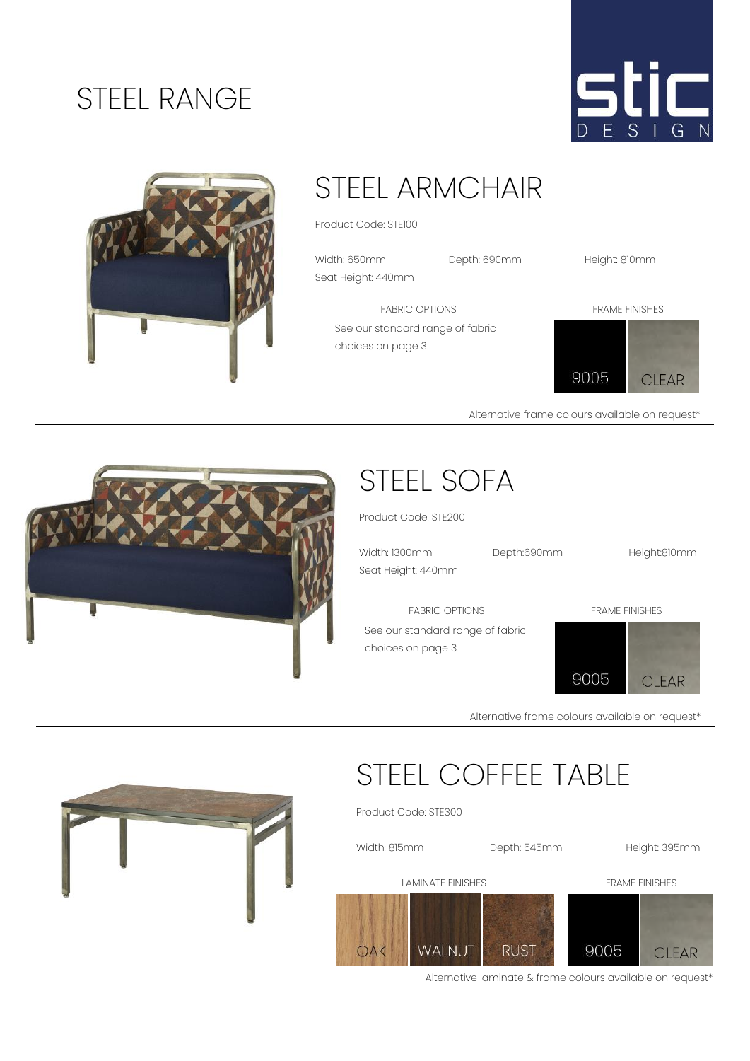# STEEL RANGE

stic DESIGN

## STEEL ARMCHAIR

Product Code: STE100

Width: 650mm

Depth: 690mm

Height: 810mm

Seat Height: 440mm

FABRIC OPTIONS

See our standard range of fabric choices on page 3.

FRAME FINISHES

9005

CLEAR

Alternative frame colours available on request*

## STEEL SOFA

Product Code: STE200

Width: 1300mm

Depth:690mm

Height:810mm

Seat Height: 440mm

FABRIC OPTIONS

See our standard range of fabric choices on page 3.

FRAME FINISHES

9005

CLEAR

Alternative frame colours available on request*

## STEEL COFFEE TABLE

Product Code: STE300

Width: 815mm

Depth: 545mm

Height: 395mm

LAMINATE FINISHES

OAK

WALNUT

RUST

FRAME FINISHES

9005

CLEAR

Alternative laminate & frame colours available on request*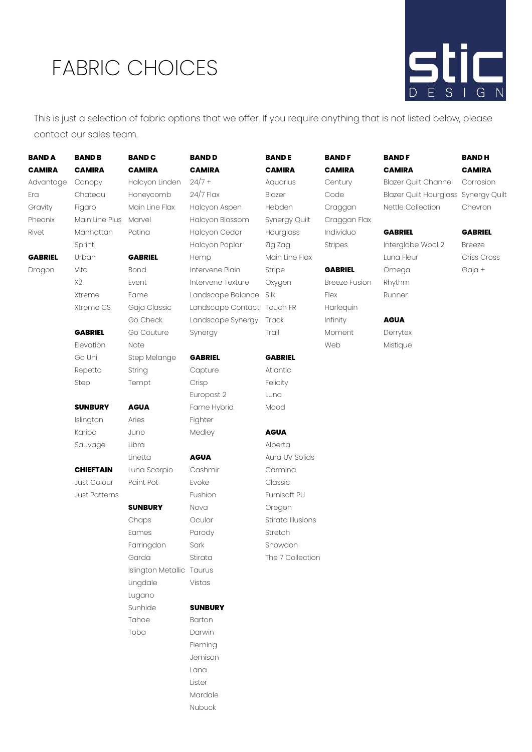# FABRIC CHOICES

stic DESIGN

This is just a selection of fabric options that we offer. If you require anything that is not listed below, please contact our sales team.

**BAND A**

**CAMIRA**
- Advantage
- Era
- Gravity
- Pheonix
- Rivet

**GABRIEL**
- Dragon

**BAND B**

**CAMIRA**
- Canopy
- Chateau
- Figaro
- Main Line Plus
- Manhattan
- Sprint
- Urban
- Vita
- X2
- Xtreme
- Xtreme CS

**GABRIEL**
- Elevation
- Go Uni
- Repetto
- Step

**SUNBURY**
- Islington
- Kariba
- Sauvage

**CHIEFTAIN**
- Just Colour
- Just Patterns

**BAND C**

**CAMIRA**
- Halcyon Linden
- Honeycomb
- Main Line Flax
- Marvel
- Patina

**GABRIEL**
- Bond
- Event
- Fame
- Gaja Classic
- Go Check
- Go Couture
- Note
- Step Melange
- String
- Tempt

**AGUA**
- Aries
- Juno
- Libra
- Linetta
- Luna Scorpio
- Paint Pot

**SUNBURY**
- Chaps
- Eames
- Farringdon
- Garda
- Islington Metallic
- Lingdale
- Lugano
- Sunhide
- Tahoe
- Toba

**BAND D**

**CAMIRA**
- 24/7 +
- 24/7 Flax
- Halcyon Aspen
- Halcyon Blossom
- Halcyon Cedar
- Halcyon Poplar
- Hemp
- Intervene Plain
- Intervene Texture
- Landscape Balance
- Landscape Contact
- Landscape Synergy
- Synergy

**GABRIEL**
- Capture
- Crisp
- Europost 2
- Fame Hybrid
- Fighter
- Medley

**AGUA**
- Cashmir
- Evoke
- Fushion
- Nova
- Ocular
- Parody
- Sark
- Stirata
- Taurus
- Vistas

**SUNBURY**
- Barton
- Darwin
- Fleming
- Jemison
- Lana
- Lister
- Mardale
- Nubuck

**BAND E**

**CAMIRA**
- Aquarius
- Blazer
- Hebden
- Synergy Quilt Hourglass
- Zig Zag
- Main Line Flax Stripe
- Oxygen
- Silk
- Touch FR
- Track
- Trail

**GABRIEL**
- Atlantic
- Felicity
- Luna
- Mood

**AGUA**
- Alberta
- Aura UV Solids
- Carmina
- Classic
- Furnisoft PU
- Oregon
- Stirata Illusions
- Stretch
- Snowdon
- The 7 Collection

**BAND F**

**CAMIRA**
- Century
- Code
- Craggan
- Craggan Flax
- Individuo
- Stripes

**GABRIEL**
- Breeze Fusion
- Flex
- Harlequin
- Infinity
- Moment
- Web

**BAND F**

**CAMIRA**
- Blazer Quilt Channel
- Blazer Quilt Hourglass
- Nettle Collection

**GABRIEL**
- Interglobe Wool 2
- Luna Fleur
- Omega
- Rhythm
- Runner

**AGUA**
- Derrytex
- Mistique

**BAND H**

**CAMIRA**
- Corrosion
- Synergy Quilt Chevron

**GABRIEL**
- Breeze
- Criss Cross
- Gaja +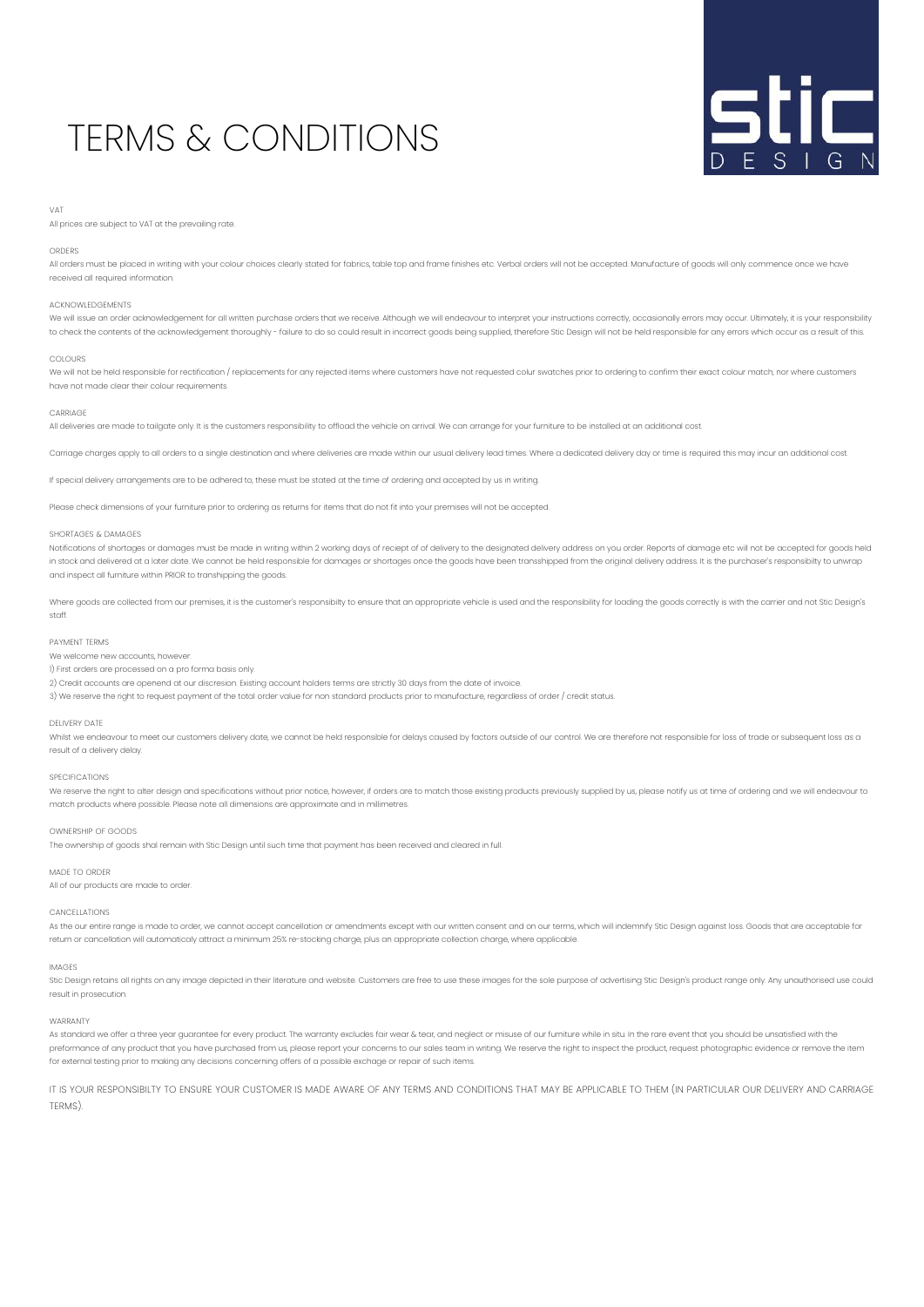# TERMS & CONDITIONS

stic DESIGN

VAT

All prices are subject to VAT at the prevailing rate.

ORDERS

All orders must be placed in writing with your colour choices clearly stated for fabrics, table top and frame finishes etc. Verbal orders will not be accepted. Manufacture of goods will only commence once we have received all required information.

ACKNOWLEDGEMENTS

We will issue an order acknowledgement for all written purchase orders that we receive. Although we will endeavour to interpret your instructions correctly, occasionally errors may occur. Ultimately, it is your responsibility to check the contents of the acknowledgement thoroughly - failure to do so could result in incorrect goods being supplied, therefore Stic Design will not be held responsible for any errors which occur as a result of this.

COLOURS

We will not be held responsible for rectification / replacements for any rejected items where customers have not requested colur swatches prior to ordering to confirm their exact colour match, nor where customers have not made clear their colour requirements.

CARRIAGE

All deliveries are made to tailgate only. It is the customers responsibility to offload the vehicle on arrival. We can arrange for your furniture to be installed at an additional cost.

Carriage charges apply to all orders to a single destination and where deliveries are made within our usual delivery lead times. Where a dedicated delivery day or time is required this may incur an additional cost.

If special delivery arrangements are to be adhered to, these must be stated at the time of ordering and accepted by us in writing.

Please check dimensions of your furniture prior to ordering as returns for items that do not fit into your premises will not be accepted.

SHORTAGES & DAMAGES

Notifications of shortages or damages must be made in writing within 2 working days of reciept of of delivery to the designated delivery address on you order. Reports of damage etc will not be accepted for goods held in stock and delivered at a later date. We cannot be held responsible for damages or shortages once the goods have been transshipped from the original delivery address. It is the purchaser's responsibilty to unwrap and inspect all furniture within PRIOR to transhipping the goods.

Where goods are collected from our premises, it is the customer's responsibilty to ensure that an appropriate vehicle is used and the responsibility for loading the goods correctly is with the carrier and not Stic Design's staff.

PAYMENT TERMS

We welcome new accounts, however:

1) First orders are processed on a pro forma basis only.

2) Credit accounts are openend at our discresion. Existing account holders terms are strictly 30 days from the date of invoice.

3) We reserve the right to request payment of the total order value for non standard products prior to manufacture, regardless of order / credit status.

DELIVERY DATE

Whilst we endeavour to meet our customers delivery date, we cannot be held responsible for delays caused by factors outside of our control. We are therefore not responsible for loss of trade or subsequent loss as a result of a delivery delay.

SPECIFICATIONS

We reserve the right to alter design and specifications without prior notice, however, if orders are to match those existing products previously supplied by us, please notify us at time of ordering and we will endeavour to match products where possible. Please note all dimensions are approximate and in millimetres.

OWNERSHIP OF GOODS

The ownership of goods shal remain with Stic Design until such time that payment has been received and cleared in full.

MADE TO ORDER

All of our products are made to order.

CANCELLATIONS

As the our entire range is made to order, we cannot accept cancellation or amendments except with our written consent and on our terms, which will indemnify Stic Design against loss. Goods that are acceptable for return or cancellation will automaticaly attract a minimum 25% re-stocking charge, plus an appropriate collection charge, where applicable.

IMAGES

Stic Design retains all rights on any image depicted in their literature and website. Customers are free to use these images for the sole purpose of advertising Stic Design's product range only. Any unauthorised use could result in prosecution.

WARRANTY

As standard we offer a three year guarantee for every product. The warranty excludes fair wear & tear, and neglect or misuse of our furniture while in situ. In the rare event that you should be unsatisfied with the preformance of any product that you have purchased from us, please report your concerns to our sales team in writing. We reserve the right to inspect the product, request photographic evidence or remove the item for external testing prior to making any decisions concerning offers of a possible exchage or repair of such items.

IT IS YOUR RESPONSIBILTY TO ENSURE YOUR CUSTOMER IS MADE AWARE OF ANY TERMS AND CONDITIONS THAT MAY BE APPLICABLE TO THEM (IN PARTICULAR OUR DELIVERY AND CARRIAGE TERMS).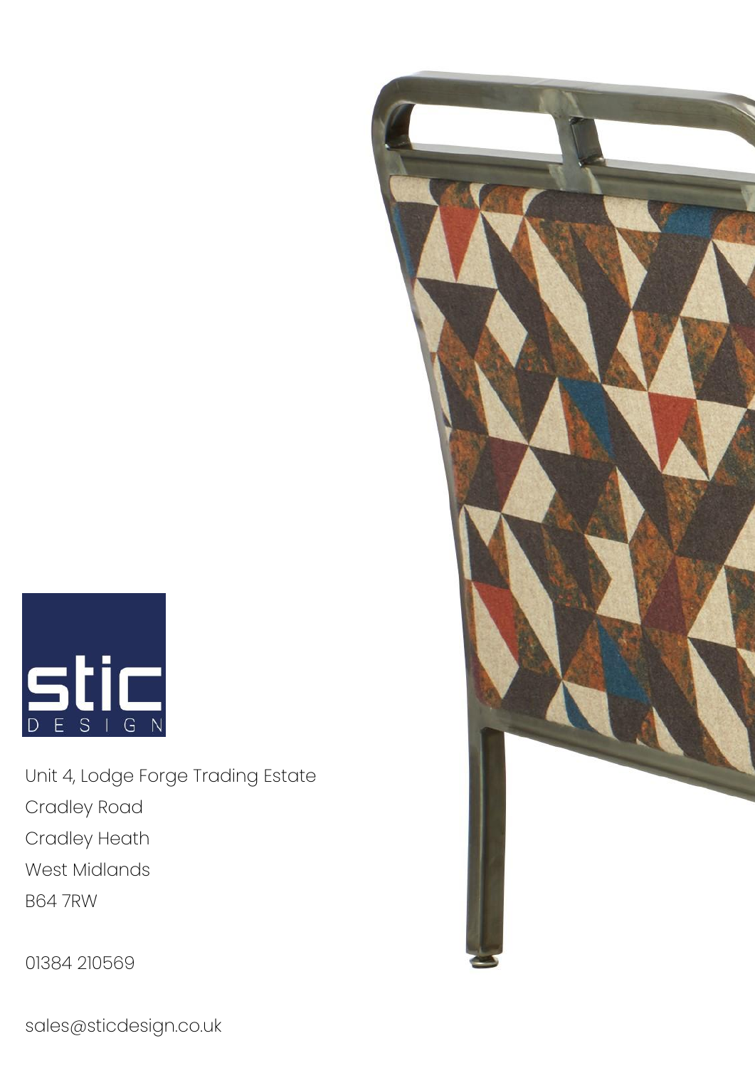stic DESIGN

Unit 4, Lodge Forge Trading Estate
Cradley Road
Cradley Heath
West Midlands
B64 7RW

01384 210569

sales@sticdesign.co.uk